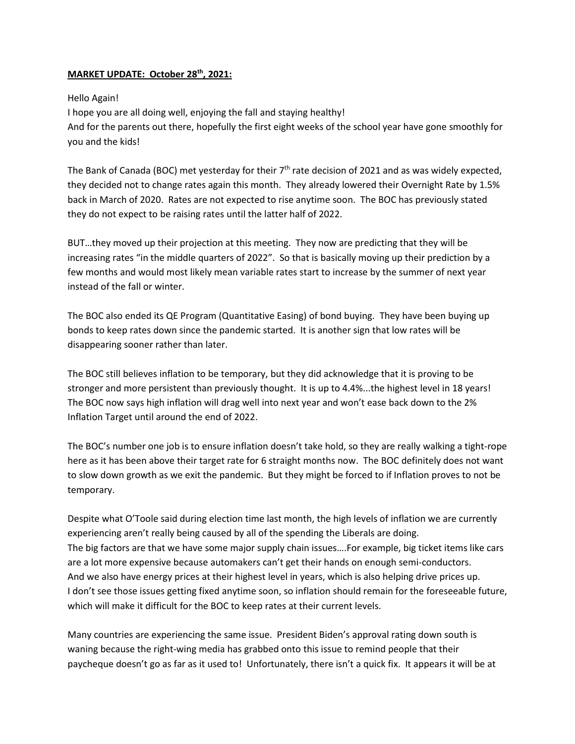**MARKET UPDATE: October 28th, 2021:**

Hello Again!
I hope you are all doing well, enjoying the fall and staying healthy!
And for the parents out there, hopefully the first eight weeks of the school year have gone smoothly for you and the kids!

The Bank of Canada (BOC) met yesterday for their 7th rate decision of 2021 and as was widely expected, they decided not to change rates again this month. They already lowered their Overnight Rate by 1.5% back in March of 2020. Rates are not expected to rise anytime soon. The BOC has previously stated they do not expect to be raising rates until the latter half of 2022.

BUT…they moved up their projection at this meeting. They now are predicting that they will be increasing rates "in the middle quarters of 2022". So that is basically moving up their prediction by a few months and would most likely mean variable rates start to increase by the summer of next year instead of the fall or winter.

The BOC also ended its QE Program (Quantitative Easing) of bond buying. They have been buying up bonds to keep rates down since the pandemic started. It is another sign that low rates will be disappearing sooner rather than later.

The BOC still believes inflation to be temporary, but they did acknowledge that it is proving to be stronger and more persistent than previously thought. It is up to 4.4%...the highest level in 18 years! The BOC now says high inflation will drag well into next year and won't ease back down to the 2% Inflation Target until around the end of 2022.

The BOC's number one job is to ensure inflation doesn't take hold, so they are really walking a tight-rope here as it has been above their target rate for 6 straight months now. The BOC definitely does not want to slow down growth as we exit the pandemic. But they might be forced to if Inflation proves to not be temporary.

Despite what O'Toole said during election time last month, the high levels of inflation we are currently experiencing aren't really being caused by all of the spending the Liberals are doing.
The big factors are that we have some major supply chain issues….For example, big ticket items like cars are a lot more expensive because automakers can't get their hands on enough semi-conductors.
And we also have energy prices at their highest level in years, which is also helping drive prices up.
I don't see those issues getting fixed anytime soon, so inflation should remain for the foreseeable future, which will make it difficult for the BOC to keep rates at their current levels.

Many countries are experiencing the same issue. President Biden's approval rating down south is waning because the right-wing media has grabbed onto this issue to remind people that their paycheque doesn't go as far as it used to! Unfortunately, there isn't a quick fix. It appears it will be at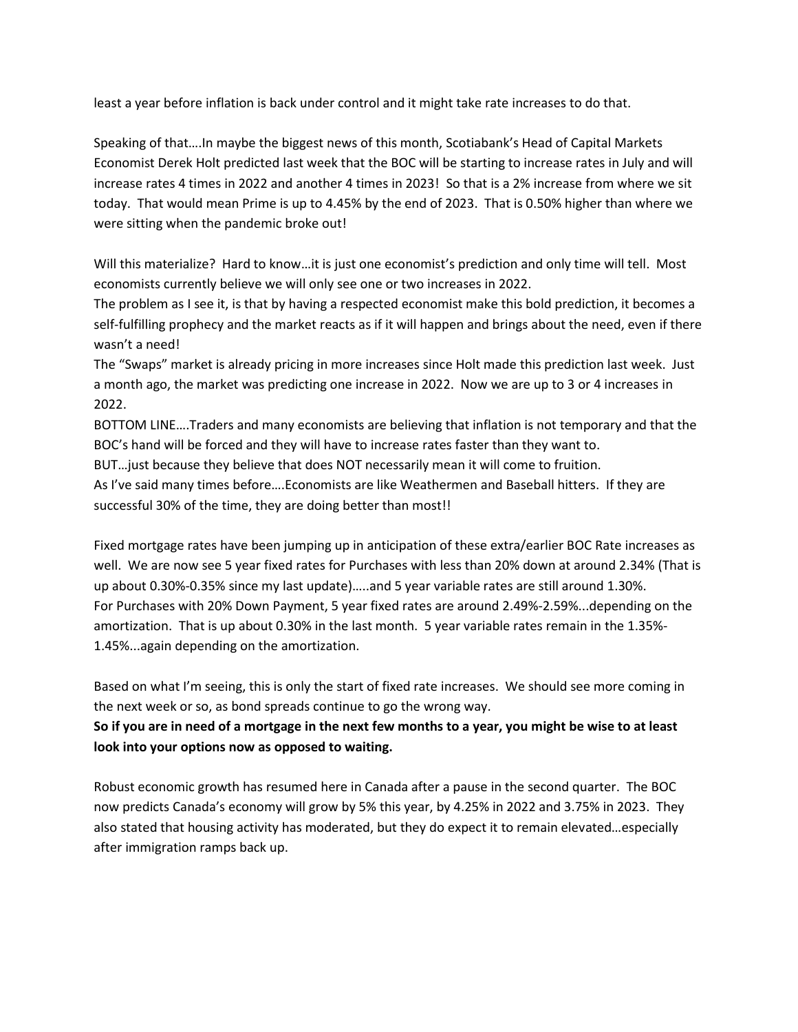least a year before inflation is back under control and it might take rate increases to do that.

Speaking of that….In maybe the biggest news of this month, Scotiabank's Head of Capital Markets Economist Derek Holt predicted last week that the BOC will be starting to increase rates in July and will increase rates 4 times in 2022 and another 4 times in 2023! So that is a 2% increase from where we sit today. That would mean Prime is up to 4.45% by the end of 2023. That is 0.50% higher than where we were sitting when the pandemic broke out!

Will this materialize? Hard to know…it is just one economist's prediction and only time will tell. Most economists currently believe we will only see one or two increases in 2022.
The problem as I see it, is that by having a respected economist make this bold prediction, it becomes a self-fulfilling prophecy and the market reacts as if it will happen and brings about the need, even if there wasn't a need!
The "Swaps" market is already pricing in more increases since Holt made this prediction last week. Just a month ago, the market was predicting one increase in 2022. Now we are up to 3 or 4 increases in 2022.
BOTTOM LINE….Traders and many economists are believing that inflation is not temporary and that the BOC's hand will be forced and they will have to increase rates faster than they want to.
BUT…just because they believe that does NOT necessarily mean it will come to fruition.
As I've said many times before….Economists are like Weathermen and Baseball hitters. If they are successful 30% of the time, they are doing better than most!!

Fixed mortgage rates have been jumping up in anticipation of these extra/earlier BOC Rate increases as well. We are now see 5 year fixed rates for Purchases with less than 20% down at around 2.34% (That is up about 0.30%-0.35% since my last update)…..and 5 year variable rates are still around 1.30%.
For Purchases with 20% Down Payment, 5 year fixed rates are around 2.49%-2.59%...depending on the amortization. That is up about 0.30% in the last month. 5 year variable rates remain in the 1.35%-1.45%...again depending on the amortization.

Based on what I'm seeing, this is only the start of fixed rate increases. We should see more coming in the next week or so, as bond spreads continue to go the wrong way.
**So if you are in need of a mortgage in the next few months to a year, you might be wise to at least look into your options now as opposed to waiting.**

Robust economic growth has resumed here in Canada after a pause in the second quarter. The BOC now predicts Canada's economy will grow by 5% this year, by 4.25% in 2022 and 3.75% in 2023. They also stated that housing activity has moderated, but they do expect it to remain elevated…especially after immigration ramps back up.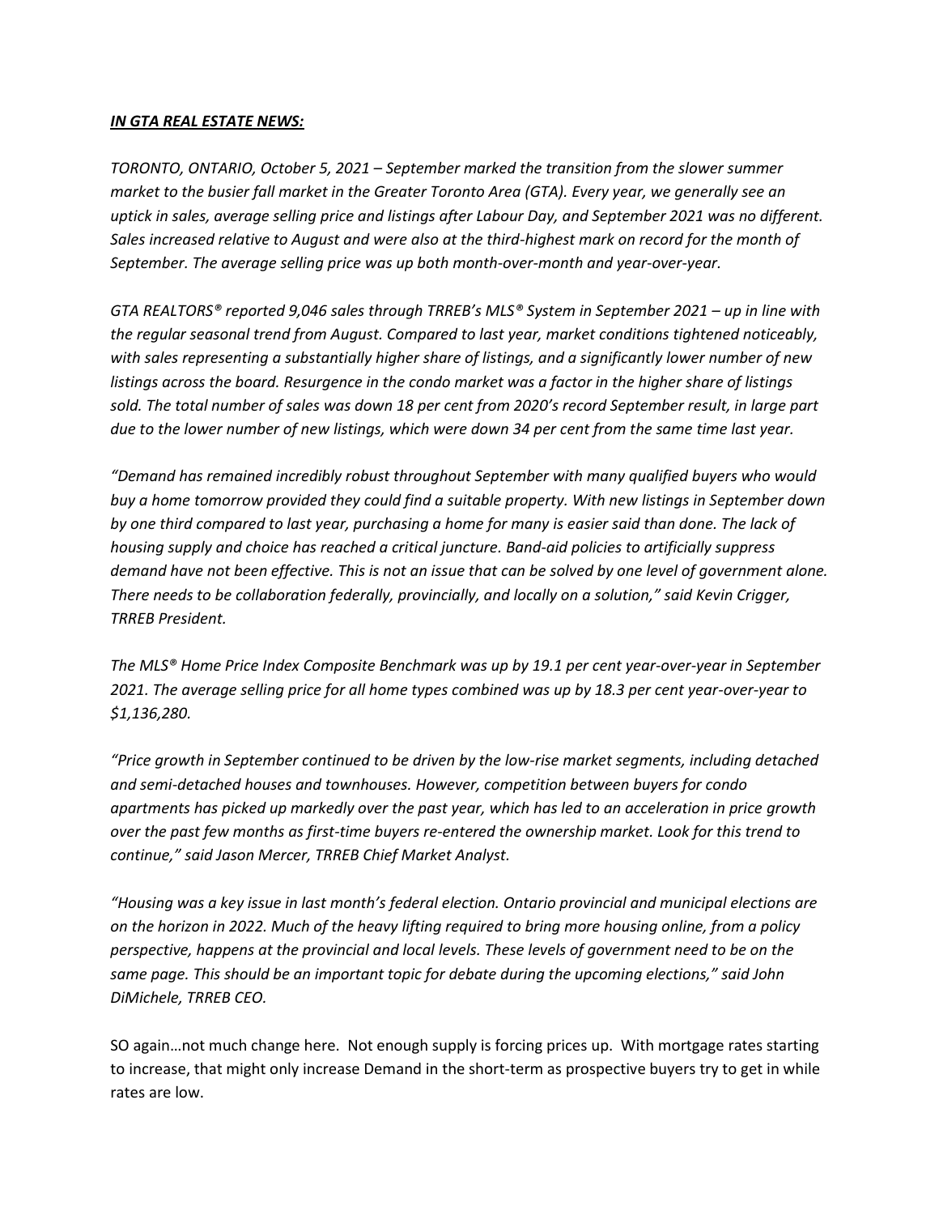***IN GTA REAL ESTATE NEWS:***

*TORONTO, ONTARIO, October 5, 2021 – September marked the transition from the slower summer market to the busier fall market in the Greater Toronto Area (GTA). Every year, we generally see an uptick in sales, average selling price and listings after Labour Day, and September 2021 was no different. Sales increased relative to August and were also at the third-highest mark on record for the month of September. The average selling price was up both month-over-month and year-over-year.*

*GTA REALTORS® reported 9,046 sales through TRREB's MLS® System in September 2021 – up in line with the regular seasonal trend from August. Compared to last year, market conditions tightened noticeably, with sales representing a substantially higher share of listings, and a significantly lower number of new listings across the board. Resurgence in the condo market was a factor in the higher share of listings sold. The total number of sales was down 18 per cent from 2020's record September result, in large part due to the lower number of new listings, which were down 34 per cent from the same time last year.*

*"Demand has remained incredibly robust throughout September with many qualified buyers who would buy a home tomorrow provided they could find a suitable property. With new listings in September down by one third compared to last year, purchasing a home for many is easier said than done. The lack of housing supply and choice has reached a critical juncture. Band-aid policies to artificially suppress demand have not been effective. This is not an issue that can be solved by one level of government alone. There needs to be collaboration federally, provincially, and locally on a solution," said Kevin Crigger, TRREB President.*

*The MLS® Home Price Index Composite Benchmark was up by 19.1 per cent year-over-year in September 2021. The average selling price for all home types combined was up by 18.3 per cent year-over-year to $1,136,280.*

*"Price growth in September continued to be driven by the low-rise market segments, including detached and semi-detached houses and townhouses. However, competition between buyers for condo apartments has picked up markedly over the past year, which has led to an acceleration in price growth over the past few months as first-time buyers re-entered the ownership market. Look for this trend to continue," said Jason Mercer, TRREB Chief Market Analyst.*

*"Housing was a key issue in last month's federal election. Ontario provincial and municipal elections are on the horizon in 2022. Much of the heavy lifting required to bring more housing online, from a policy perspective, happens at the provincial and local levels. These levels of government need to be on the same page. This should be an important topic for debate during the upcoming elections," said John DiMichele, TRREB CEO.*

SO again…not much change here. Not enough supply is forcing prices up. With mortgage rates starting to increase, that might only increase Demand in the short-term as prospective buyers try to get in while rates are low.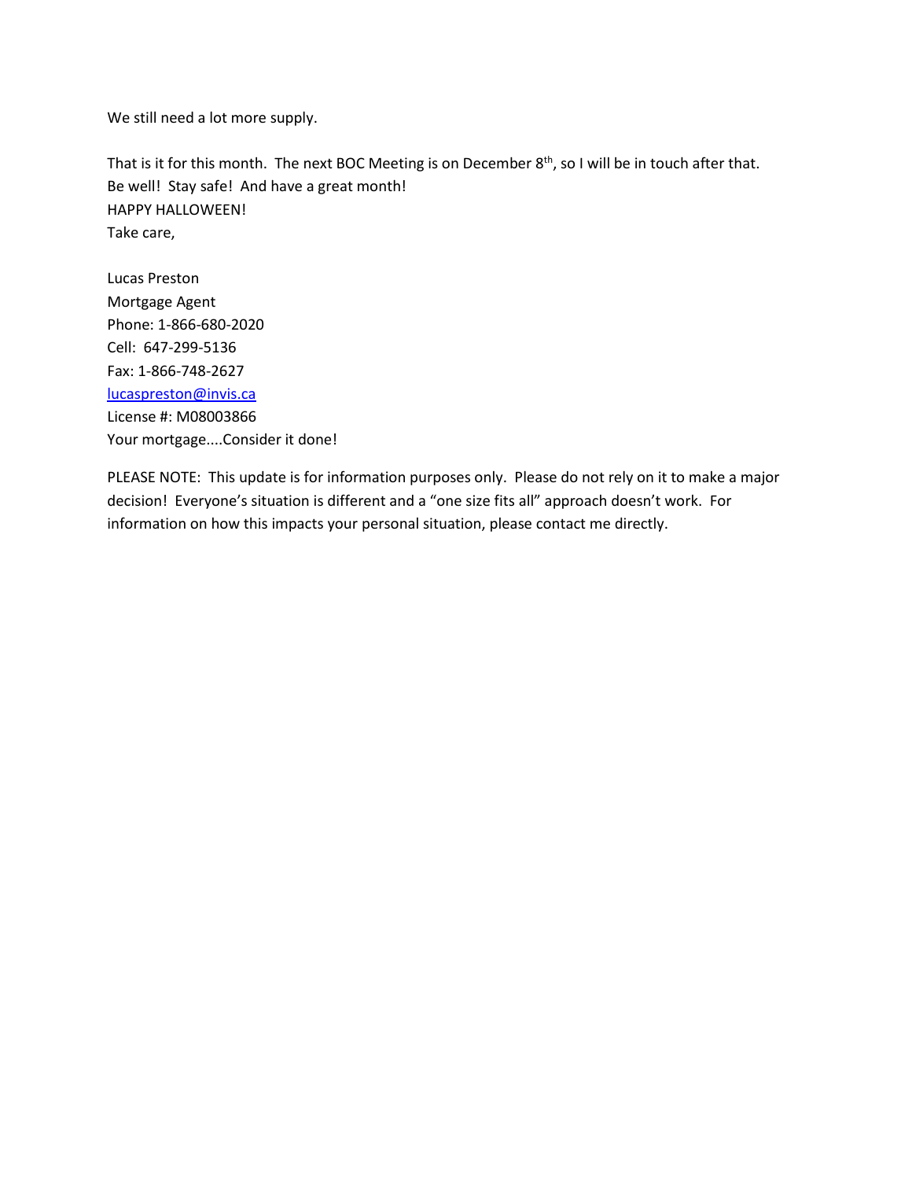We still need a lot more supply.

That is it for this month. The next BOC Meeting is on December 8th, so I will be in touch after that.
Be well! Stay safe! And have a great month!
HAPPY HALLOWEEN!
Take care,

Lucas Preston
Mortgage Agent
Phone: 1-866-680-2020
Cell: 647-299-5136
Fax: 1-866-748-2627
lucaspreston@invis.ca
License #: M08003866
Your mortgage....Consider it done!

PLEASE NOTE: This update is for information purposes only. Please do not rely on it to make a major decision! Everyone's situation is different and a "one size fits all" approach doesn't work. For information on how this impacts your personal situation, please contact me directly.